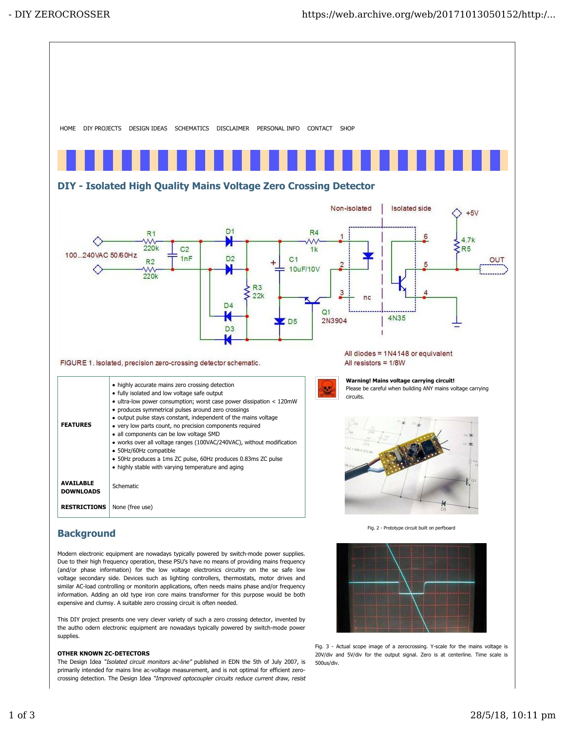HOME DIY PROJECTS DESIGN IDEAS SCHEMATICS DISCLAIMER PERSONAL INFO CONTACT SHOP

## DIY - Isolated High Quality Mains Voltage Zero Crossing Detector

FIGURE 1. Isolated, precision zero-crossing detector schematic.

All diodes = 1N4148 or equivalent
All resistors = 1/8W

| | |
|---|---|
| **FEATURES** | • highly accurate mains zero crossing detection<br>• fully isolated and low voltage safe output<br>• ultra-low power consumption; worst case power dissipation < 120mW<br>• produces symmetrical pulses around zero crossings<br>• output pulse stays constant, independent of the mains voltage<br>• very low parts count, no precision components required<br>• all components can be low voltage SMD<br>• works over all voltage ranges (100VAC/240VAC), without modification<br>• 50Hz/60Hz compatible<br>• 50Hz produces a 1ms ZC pulse, 60Hz produces 0.83ms ZC pulse<br>• highly stable with varying temperature and aging |
| **AVAILABLE DOWNLOADS** | Schematic |
| **RESTRICTIONS** | None (free use) |

**Warning! Mains voltage carrying circuit!**
Please be careful when building ANY mains voltage carrying circuits.

Fig. 2 - Prototype circuit built on perfboard

Fig. 3 - Actual scope image of a zerocrossing. Y-scale for the mains voltage is 20V/div and 5V/div for the output signal. Zero is at centerline. Time scale is 500us/div.

## Background

Modern electronic equipment are nowadays typically powered by switch-mode power supplies. Due to their high frequency operation, these PSU's have no means of providing mains frequency (and/or phase information) for the low voltage electronics circuitry on the se safe low voltage secondary side. Devices such as lighting controllers, thermostats, motor drives and similar AC-load controlling or monitorin applications, often needs mains phase and/or frequency information. Adding an old type iron core mains transformer for this purpose would be both expensive and clumsy. A suitable zero crossing circuit is often needed.

This DIY project presents one very clever variety of such a zero crossing detector, invented by the autho odern electronic equipment are nowadays typically powered by switch-mode power supplies.

**OTHER KNOWN ZC-DETECTORS**

The Design Idea *"Isolated circuit monitors ac-line"* published in EDN the 5th of July 2007, is primarily intended for mains line ac-voltage measurement, and is not optimal for efficient zero-crossing detection. The Design Idea *"Improved optocoupler circuits reduce current draw, resist*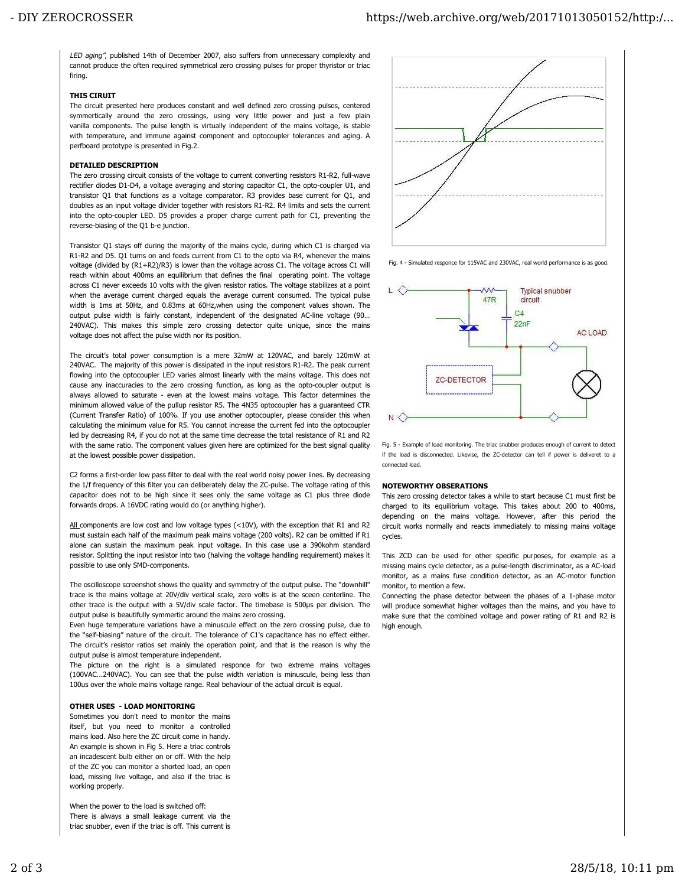*LED aging"*, published 14th of December 2007, also suffers from unnecessary complexity and cannot produce the often required symmetrical zero crossing pulses for proper thyristor or triac firing.

**THIS CIRUIT**

The circuit presented here produces constant and well defined zero crossing pulses, centered symmetrically around the zero crossings, using very little power and just a few plain vanilla components. The pulse length is virtually independent of the mains voltage, is stable with temperature, and immune against component and optocoupler tolerances and aging. A perfboard prototype is presented in Fig.2.

**DETAILED DESCRIPTION**

The zero crossing circuit consists of the voltage to current converting resistors R1-R2, full-wave rectifier diodes D1-D4, a voltage averaging and storing capacitor C1, the opto-coupler U1, and transistor Q1 that functions as a voltage comparator. R3 provides base current for Q1, and doubles as an input voltage divider together with resistors R1-R2. R4 limits and sets the current into the opto-coupler LED. D5 provides a proper charge current path for C1, preventing the reverse-biasing of the Q1 b-e junction.

Transistor Q1 stays off during the majority of the mains cycle, during which C1 is charged via R1-R2 and D5. Q1 turns on and feeds current from C1 to the opto via R4, whenever the mains voltage (divided by (R1+R2)/R3) is lower than the voltage across C1. The voltage across C1 will reach within about 400ms an equilibrium that defines the final operating point. The voltage across C1 never exceeds 10 volts with the given resistor ratios. The voltage stabilizes at a point when the average current charged equals the average current consumed. The typical pulse width is 1ms at 50Hz, and 0.83ms at 60Hz,when using the component values shown. The output pulse width is fairly constant, independent of the designated AC-line voltage (90… 240VAC). This makes this simple zero crossing detector quite unique, since the mains voltage does not affect the pulse width nor its position.

The circuit's total power consumption is a mere 32mW at 120VAC, and barely 120mW at 240VAC. The majority of this power is dissipated in the input resistors R1-R2. The peak current flowing into the optocoupler LED varies almost linearly with the mains voltage. This does not cause any inaccuracies to the zero crossing function, as long as the opto-coupler output is always allowed to saturate - even at the lowest mains voltage. This factor determines the minimum allowed value of the pullup resistor R5. The 4N35 optocoupler has a guaranteed CTR (Current Transfer Ratio) of 100%. If you use another optocoupler, please consider this when calculating the minimum value for R5. You cannot increase the current fed into the optocoupler led by decreasing R4, if you do not at the same time decrease the total resistance of R1 and R2 with the same ratio. The component values given here are optimized for the best signal quality at the lowest possible power dissipation.

C2 forms a first-order low pass filter to deal with the real world noisy power lines. By decreasing the 1/f frequency of this filter you can deliberately delay the ZC-pulse. The voltage rating of this capacitor does not to be high since it sees only the same voltage as C1 plus three diode forwards drops. A 16VDC rating would do (or anything higher).

All components are low cost and low voltage types (<10V), with the exception that R1 and R2 must sustain each half of the maximum peak mains voltage (200 volts). R2 can be omitted if R1 alone can sustain the maximum peak input voltage. In this case use a 390kohm standard resistor. Splitting the input resistor into two (halving the voltage handling requirement) makes it possible to use only SMD-components.

The oscilloscope screenshot shows the quality and symmetry of the output pulse. The "downhill" trace is the mains voltage at 20V/div vertical scale, zero volts is at the sceen centerline. The other trace is the output with a 5V/div scale factor. The timebase is 500µs per division. The output pulse is beautifully symmetric around the mains zero crossing.

Even huge temperature variations have a minuscule effect on the zero crossing pulse, due to the "self-biasing" nature of the circuit. The tolerance of C1's capacitance has no effect either. The circuit's resistor ratios set mainly the operation point, and that is the reason is why the output pulse is almost temperature independent.

The picture on the right is a simulated responce for two extreme mains voltages (100VAC...240VAC). You can see that the pulse width variation is minuscule, being less than 100us over the whole mains voltage range. Real behaviour of the actual circuit is equal.

Fig. 4 - Simulated responce for 115VAC and 230VAC, real world performance is as good.

**OTHER USES - LOAD MONITORING**

Sometimes you don't need to monitor the mains itself, but you need to monitor a controlled mains load. Also here the ZC circuit come in handy. An example is shown in Fig 5. Here a triac controls an incadescent bulb either on or off. With the help of the ZC you can monitor a shorted load, an open load, missing live voltage, and also if the triac is working properly.

When the power to the load is switched off:
There is always a small leakage current via the triac snubber, even if the triac is off. This current is

Fig. 5 - Example of load monitoring. The triac snubber produces enough of current to detect if the load is disconnected. Likewise, the ZC-detector can tell if power is deliveret to a connected load.

**NOTEWORTHY OBSERVATIONS**

This zero crossing detector takes a while to start because C1 must first be charged to its equilibrium voltage. This takes about 200 to 400ms, depending on the mains voltage. However, after this period the circuit works normally and reacts immediately to missing mains voltage cycles.

This ZCD can be used for other specific purposes, for example as a missing mains cycle detector, as a pulse-length discriminator, as a AC-load monitor, as a mains fuse condition detector, as an AC-motor function monitor, to mention a few.

Connecting the phase detector between the phases of a 1-phase motor will produce somewhat higher voltages than the mains, and you have to make sure that the combined voltage and power rating of R1 and R2 is high enough.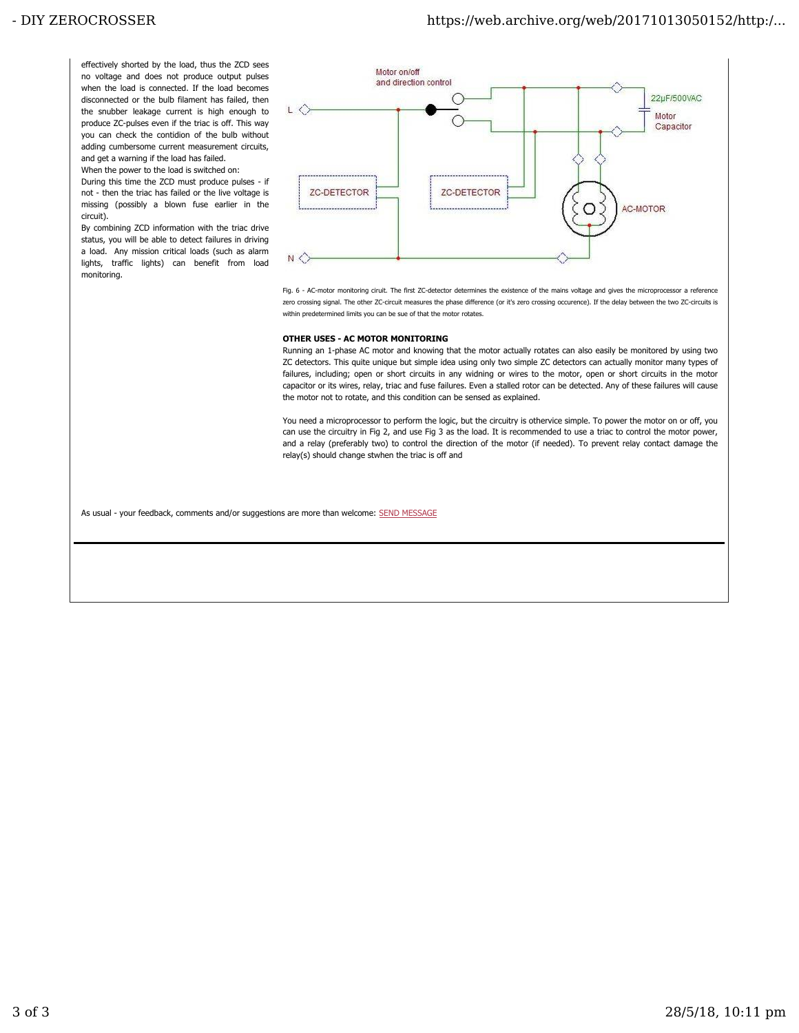effectively shorted by the load, thus the ZCD sees no voltage and does not produce output pulses when the load is connected. If the load becomes disconnected or the bulb filament has failed, then the snubber leakage current is high enough to produce ZC-pulses even if the triac is off. This way you can check the contidion of the bulb without adding cumbersome current measurement circuits, and get a warning if the load has failed.

When the power to the load is switched on:

During this time the ZCD must produce pulses - if not - then the triac has failed or the live voltage is missing (possibly a blown fuse earlier in the circuit).

By combining ZCD information with the triac drive status, you will be able to detect failures in driving a load. Any mission critical loads (such as alarm lights, traffic lights) can benefit from load monitoring.

Motor on/off
and direction control

L

N

ZC-DETECTOR

ZC-DETECTOR

22µF/500VAC

Motor
Capacitor

AC-MOTOR

Fig. 6 - AC-motor monitoring ciruit. The first ZC-detector determines the existence of the mains voltage and gives the microprocessor a reference zero crossing signal. The other ZC-circuit measures the phase difference (or it's zero crossing occurence). If the delay between the two ZC-circuits is within predetermined limits you can be sue of that the motor rotates.

**OTHER USES - AC MOTOR MONITORING**

Running an 1-phase AC motor and knowing that the motor actually rotates can also easily be monitored by using two ZC detectors. This quite unique but simple idea using only two simple ZC detectors can actually monitor many types of failures, including; open or short circuits in any widning or wires to the motor, open or short circuits in the motor capacitor or its wires, relay, triac and fuse failures. Even a stalled rotor can be detected. Any of these failures will cause the motor not to rotate, and this condition can be sensed as explained.

You need a microprocessor to perform the logic, but the circuitry is othervice simple. To power the motor on or off, you can use the circuitry in Fig 2, and use Fig 3 as the load. It is recommended to use a triac to control the motor power, and a relay (preferably two) to control the direction of the motor (if needed). To prevent relay contact damage the relay(s) should change stwhen the triac is off and

As usual - your feedback, comments and/or suggestions are more than welcome: SEND MESSAGE